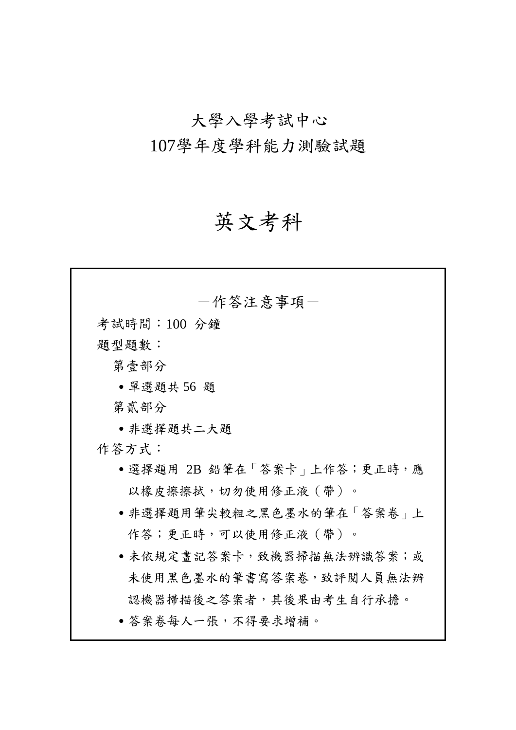# 大學入學考試中心

# 107學年度學科能力測驗試題

# 英文考科

—作答注意事項—

考試時間：100 分鐘

題型題數：

第壹部分

- 單選題共 56 題

第貳部分

- 非選擇題共二大題

作答方式：

- 選擇題用 2B 鉛筆在「答案卡」上作答；更正時，應以橡皮擦擦拭，切勿使用修正液（帶）。
- 非選擇題用筆尖較粗之黑色墨水的筆在「答案卷」上作答；更正時，可以使用修正液（帶）。
- 未依規定畫記答案卡，致機器掃描無法辨識答案；或未使用黑色墨水的筆書寫答案卷，致評閱人員無法辨認機器掃描後之答案者，其後果由考生自行承擔。
- 答案卷每人一張，不得要求增補。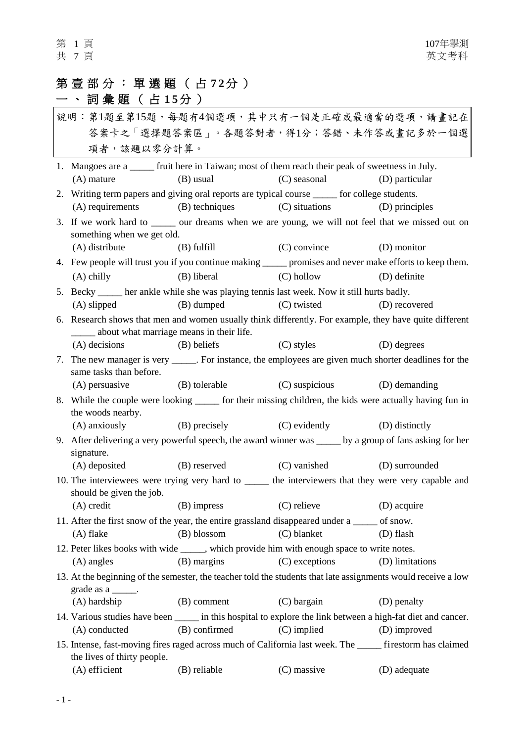# 第壹部分：單選題（占72分）

## 一、詞彙題（占15分）

說明：第1題至第15題，每題有4個選項，其中只有一個是正確或最適當的選項，請畫記在答案卡之「選擇題答案區」。各題答對者，得1分；答錯、未作答或畫記多於一個選項者，該題以零分計算。

1. Mangoes are a _____ fruit here in Taiwan; most of them reach their peak of sweetness in July.
   (A) mature (B) usual (C) seasonal (D) particular

2. Writing term papers and giving oral reports are typical course _____ for college students.
   (A) requirements (B) techniques (C) situations (D) principles

3. If we work hard to _____ our dreams when we are young, we will not feel that we missed out on something when we get old.
   (A) distribute (B) fulfill (C) convince (D) monitor

4. Few people will trust you if you continue making _____ promises and never make efforts to keep them.
   (A) chilly (B) liberal (C) hollow (D) definite

5. Becky _____ her ankle while she was playing tennis last week. Now it still hurts badly.
   (A) slipped (B) dumped (C) twisted (D) recovered

6. Research shows that men and women usually think differently. For example, they have quite different _____ about what marriage means in their life.
   (A) decisions (B) beliefs (C) styles (D) degrees

7. The new manager is very _____. For instance, the employees are given much shorter deadlines for the same tasks than before.
   (A) persuasive (B) tolerable (C) suspicious (D) demanding

8. While the couple were looking _____ for their missing children, the kids were actually having fun in the woods nearby.
   (A) anxiously (B) precisely (C) evidently (D) distinctly

9. After delivering a very powerful speech, the award winner was _____ by a group of fans asking for her signature.
   (A) deposited (B) reserved (C) vanished (D) surrounded

10. The interviewees were trying very hard to _____ the interviewers that they were very capable and should be given the job.
    (A) credit (B) impress (C) relieve (D) acquire

11. After the first snow of the year, the entire grassland disappeared under a _____ of snow.
    (A) flake (B) blossom (C) blanket (D) flash

12. Peter likes books with wide _____, which provide him with enough space to write notes.
    (A) angles (B) margins (C) exceptions (D) limitations

13. At the beginning of the semester, the teacher told the students that late assignments would receive a low grade as a _____.
    (A) hardship (B) comment (C) bargain (D) penalty

14. Various studies have been _____ in this hospital to explore the link between a high-fat diet and cancer.
    (A) conducted (B) confirmed (C) implied (D) improved

15. Intense, fast-moving fires raged across much of California last week. The _____ firestorm has claimed the lives of thirty people.
    (A) efficient (B) reliable (C) massive (D) adequate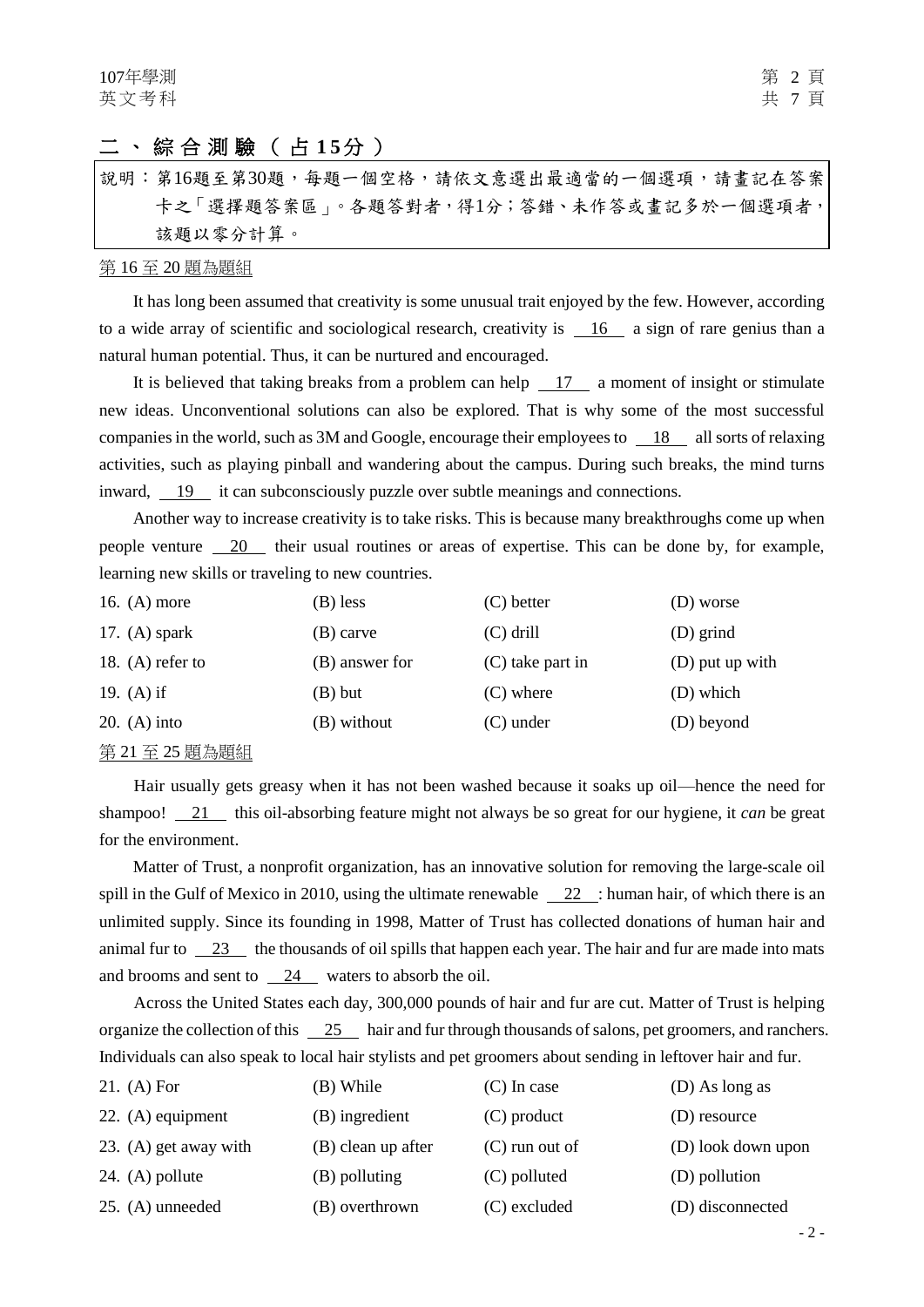## 二、綜合測驗（占15分）

說明：第16題至第30題，每題一個空格，請依文意選出最適當的一個選項，請畫記在答案卡之「選擇題答案區」。各題答對者，得1分；答錯、未作答或畫記多於一個選項者，該題以零分計算。

第16至20題為題組

It has long been assumed that creativity is some unusual trait enjoyed by the few. However, according to a wide array of scientific and sociological research, creativity is __16__ a sign of rare genius than a natural human potential. Thus, it can be nurtured and encouraged.

It is believed that taking breaks from a problem can help __17__ a moment of insight or stimulate new ideas. Unconventional solutions can also be explored. That is why some of the most successful companies in the world, such as 3M and Google, encourage their employees to __18__ all sorts of relaxing activities, such as playing pinball and wandering about the campus. During such breaks, the mind turns inward, __19__ it can subconsciously puzzle over subtle meanings and connections.

Another way to increase creativity is to take risks. This is because many breakthroughs come up when people venture __20__ their usual routines or areas of expertise. This can be done by, for example, learning new skills or traveling to new countries.

16. (A) more (B) less (C) better (D) worse

17. (A) spark (B) carve (C) drill (D) grind

18. (A) refer to (B) answer for (C) take part in (D) put up with

19. (A) if (B) but (C) where (D) which

20. (A) into (B) without (C) under (D) beyond

第21至25題為題組

Hair usually gets greasy when it has not been washed because it soaks up oil—hence the need for shampoo! __21__ this oil-absorbing feature might not always be so great for our hygiene, it *can* be great for the environment.

Matter of Trust, a nonprofit organization, has an innovative solution for removing the large-scale oil spill in the Gulf of Mexico in 2010, using the ultimate renewable __22__: human hair, of which there is an unlimited supply. Since its founding in 1998, Matter of Trust has collected donations of human hair and animal fur to __23__ the thousands of oil spills that happen each year. The hair and fur are made into mats and brooms and sent to __24__ waters to absorb the oil.

Across the United States each day, 300,000 pounds of hair and fur are cut. Matter of Trust is helping organize the collection of this __25__ hair and fur through thousands of salons, pet groomers, and ranchers. Individuals can also speak to local hair stylists and pet groomers about sending in leftover hair and fur.

21. (A) For (B) While (C) In case (D) As long as

22. (A) equipment (B) ingredient (C) product (D) resource

23. (A) get away with (B) clean up after (C) run out of (D) look down upon

24. (A) pollute (B) polluting (C) polluted (D) pollution

25. (A) unneeded (B) overthrown (C) excluded (D) disconnected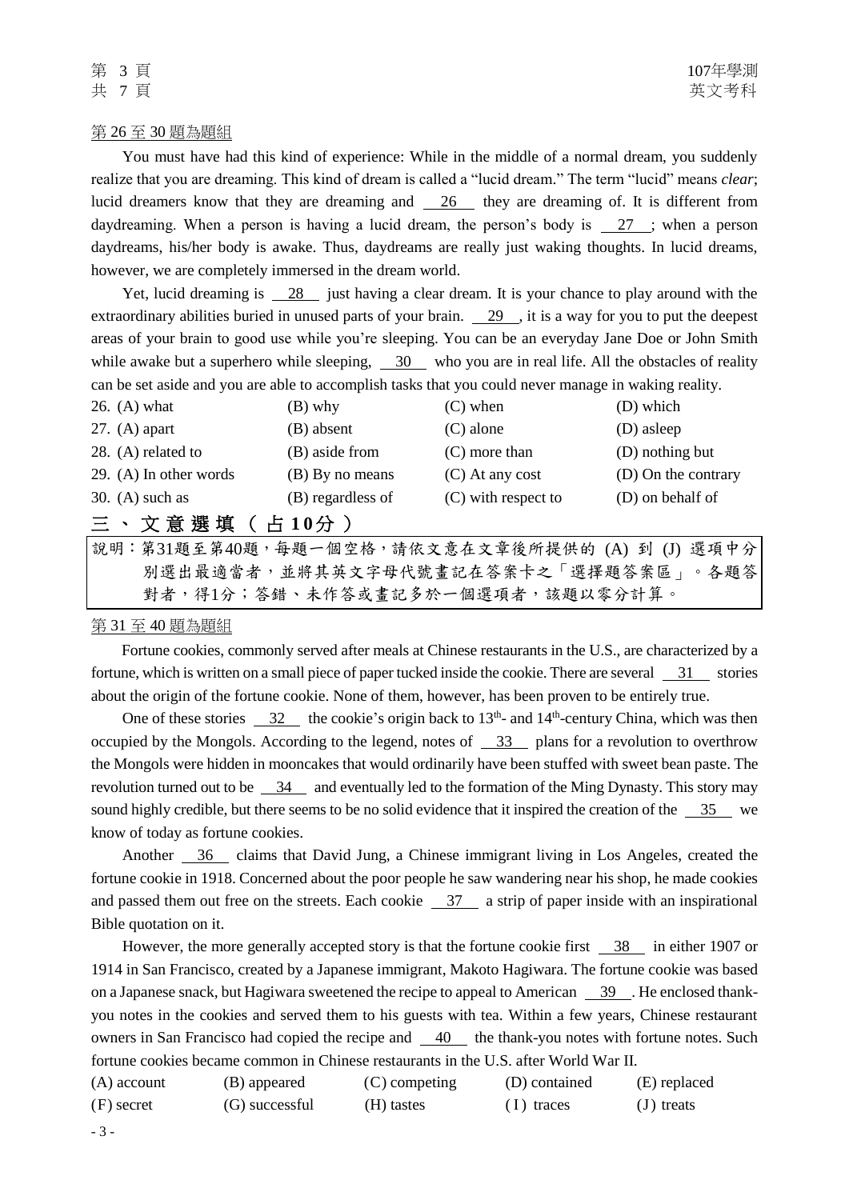第 26 至 30 題為題組

You must have had this kind of experience: While in the middle of a normal dream, you suddenly realize that you are dreaming. This kind of dream is called a "lucid dream." The term "lucid" means *clear*; lucid dreamers know that they are dreaming and __26__ they are dreaming of. It is different from daydreaming. When a person is having a lucid dream, the person's body is __27__; when a person daydreams, his/her body is awake. Thus, daydreams are really just waking thoughts. In lucid dreams, however, we are completely immersed in the dream world.

Yet, lucid dreaming is __28__ just having a clear dream. It is your chance to play around with the extraordinary abilities buried in unused parts of your brain. __29__, it is a way for you to put the deepest areas of your brain to good use while you're sleeping. You can be an everyday Jane Doe or John Smith while awake but a superhero while sleeping, __30__ who you are in real life. All the obstacles of reality can be set aside and you are able to accomplish tasks that you could never manage in waking reality.

| | | | |
|---|---|---|---|
| 26. (A) what | (B) why | (C) when | (D) which |
| 27. (A) apart | (B) absent | (C) alone | (D) asleep |
| 28. (A) related to | (B) aside from | (C) more than | (D) nothing but |
| 29. (A) In other words | (B) By no means | (C) At any cost | (D) On the contrary |
| 30. (A) such as | (B) regardless of | (C) with respect to | (D) on behalf of |

## 三、文意選填（占10分）

說明：第31題至第40題，每題一個空格，請依文意在文章後所提供的 (A) 到 (J) 選項中分別選出最適當者，並將其英文字母代號畫記在答案卡之「選擇題答案區」。各題答對者，得1分；答錯、未作答或畫記多於一個選項者，該題以零分計算。

第 31 至 40 題為題組

Fortune cookies, commonly served after meals at Chinese restaurants in the U.S., are characterized by a fortune, which is written on a small piece of paper tucked inside the cookie. There are several __31__ stories about the origin of the fortune cookie. None of them, however, has been proven to be entirely true.

One of these stories __32__ the cookie's origin back to 13th- and 14th-century China, which was then occupied by the Mongols. According to the legend, notes of __33__ plans for a revolution to overthrow the Mongols were hidden in mooncakes that would ordinarily have been stuffed with sweet bean paste. The revolution turned out to be __34__ and eventually led to the formation of the Ming Dynasty. This story may sound highly credible, but there seems to be no solid evidence that it inspired the creation of the __35__ we know of today as fortune cookies.

Another __36__ claims that David Jung, a Chinese immigrant living in Los Angeles, created the fortune cookie in 1918. Concerned about the poor people he saw wandering near his shop, he made cookies and passed them out free on the streets. Each cookie __37__ a strip of paper inside with an inspirational Bible quotation on it.

However, the more generally accepted story is that the fortune cookie first __38__ in either 1907 or 1914 in San Francisco, created by a Japanese immigrant, Makoto Hagiwara. The fortune cookie was based on a Japanese snack, but Hagiwara sweetened the recipe to appeal to American __39__. He enclosed thank-you notes in the cookies and served them to his guests with tea. Within a few years, Chinese restaurant owners in San Francisco had copied the recipe and __40__ the thank-you notes with fortune notes. Such fortune cookies became common in Chinese restaurants in the U.S. after World War II.

| | | | | |
|---|---|---|---|---|
| (A) account | (B) appeared | (C) competing | (D) contained | (E) replaced |
| (F) secret | (G) successful | (H) tastes | (I) traces | (J) treats |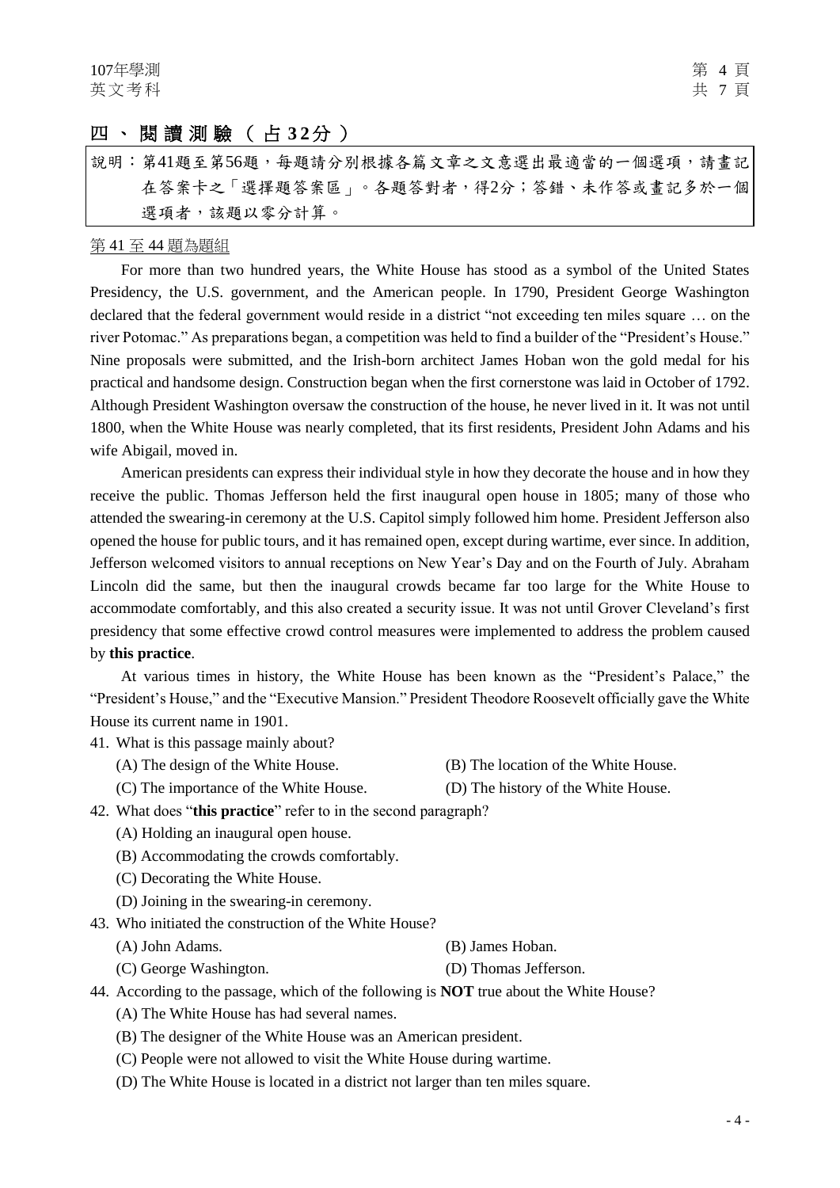## 四、閱讀測驗（占32分）

說明：第41題至第56題，每題請分別根據各篇文章之文意選出最適當的一個選項，請畫記在答案卡之「選擇題答案區」。各題答對者，得2分；答錯、未作答或畫記多於一個選項者，該題以零分計算。

第 41 至 44 題為題組

For more than two hundred years, the White House has stood as a symbol of the United States Presidency, the U.S. government, and the American people. In 1790, President George Washington declared that the federal government would reside in a district "not exceeding ten miles square … on the river Potomac." As preparations began, a competition was held to find a builder of the "President's House." Nine proposals were submitted, and the Irish-born architect James Hoban won the gold medal for his practical and handsome design. Construction began when the first cornerstone was laid in October of 1792. Although President Washington oversaw the construction of the house, he never lived in it. It was not until 1800, when the White House was nearly completed, that its first residents, President John Adams and his wife Abigail, moved in.

American presidents can express their individual style in how they decorate the house and in how they receive the public. Thomas Jefferson held the first inaugural open house in 1805; many of those who attended the swearing-in ceremony at the U.S. Capitol simply followed him home. President Jefferson also opened the house for public tours, and it has remained open, except during wartime, ever since. In addition, Jefferson welcomed visitors to annual receptions on New Year's Day and on the Fourth of July. Abraham Lincoln did the same, but then the inaugural crowds became far too large for the White House to accommodate comfortably, and this also created a security issue. It was not until Grover Cleveland's first presidency that some effective crowd control measures were implemented to address the problem caused by **this practice**.

At various times in history, the White House has been known as the "President's Palace," the "President's House," and the "Executive Mansion." President Theodore Roosevelt officially gave the White House its current name in 1901.

41. What is this passage mainly about?
    (A) The design of the White House.
    (B) The location of the White House.
    (C) The importance of the White House.
    (D) The history of the White House.

42. What does "**this practice**" refer to in the second paragraph?
    (A) Holding an inaugural open house.
    (B) Accommodating the crowds comfortably.
    (C) Decorating the White House.
    (D) Joining in the swearing-in ceremony.

43. Who initiated the construction of the White House?
    (A) John Adams.
    (B) James Hoban.
    (C) George Washington.
    (D) Thomas Jefferson.

44. According to the passage, which of the following is **NOT** true about the White House?
    (A) The White House has had several names.
    (B) The designer of the White House was an American president.
    (C) People were not allowed to visit the White House during wartime.
    (D) The White House is located in a district not larger than ten miles square.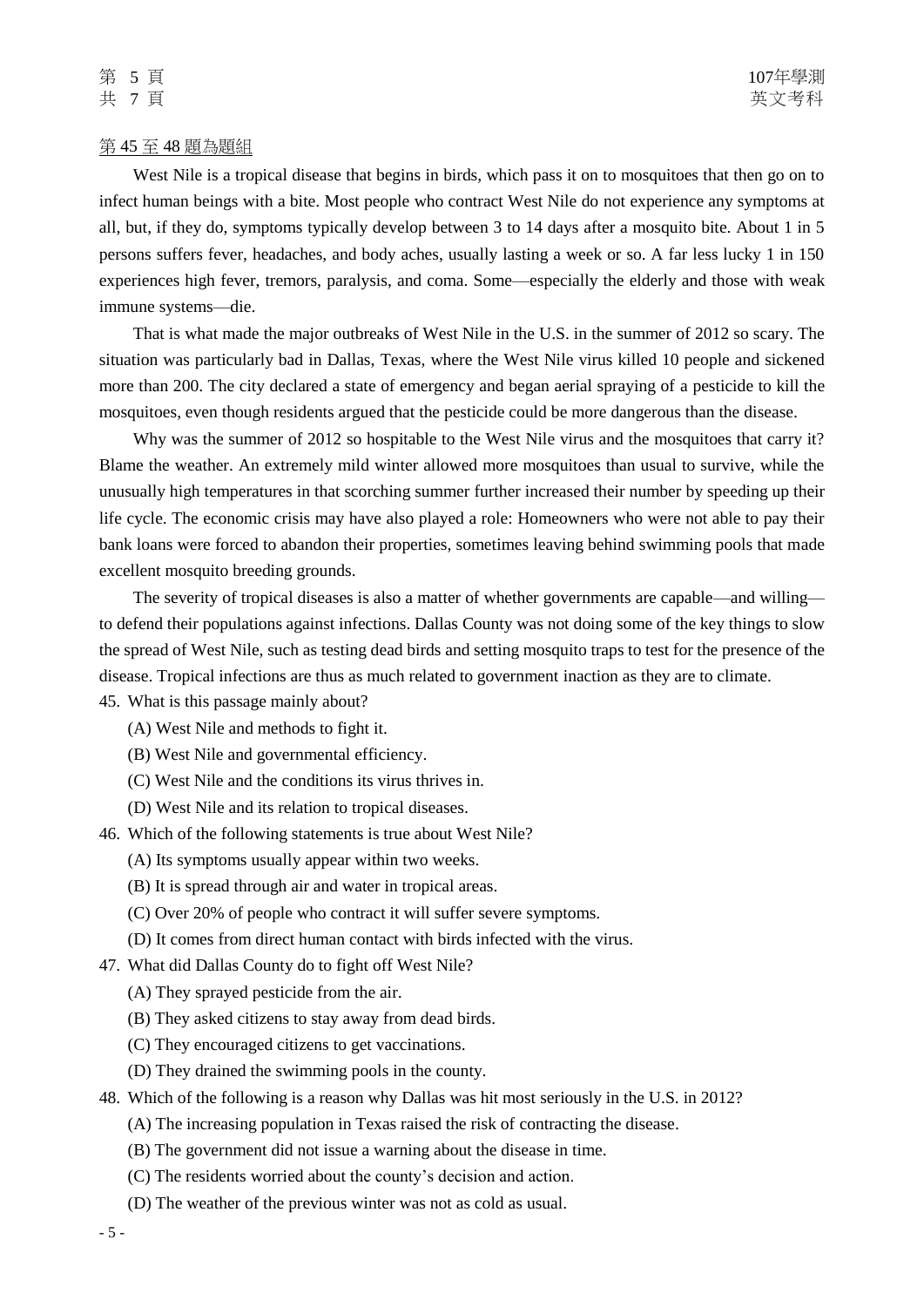第 45 至 48 題為題組

West Nile is a tropical disease that begins in birds, which pass it on to mosquitoes that then go on to infect human beings with a bite. Most people who contract West Nile do not experience any symptoms at all, but, if they do, symptoms typically develop between 3 to 14 days after a mosquito bite. About 1 in 5 persons suffers fever, headaches, and body aches, usually lasting a week or so. A far less lucky 1 in 150 experiences high fever, tremors, paralysis, and coma. Some—especially the elderly and those with weak immune systems—die.

That is what made the major outbreaks of West Nile in the U.S. in the summer of 2012 so scary. The situation was particularly bad in Dallas, Texas, where the West Nile virus killed 10 people and sickened more than 200. The city declared a state of emergency and began aerial spraying of a pesticide to kill the mosquitoes, even though residents argued that the pesticide could be more dangerous than the disease.

Why was the summer of 2012 so hospitable to the West Nile virus and the mosquitoes that carry it? Blame the weather. An extremely mild winter allowed more mosquitoes than usual to survive, while the unusually high temperatures in that scorching summer further increased their number by speeding up their life cycle. The economic crisis may have also played a role: Homeowners who were not able to pay their bank loans were forced to abandon their properties, sometimes leaving behind swimming pools that made excellent mosquito breeding grounds.

The severity of tropical diseases is also a matter of whether governments are capable—and willing—to defend their populations against infections. Dallas County was not doing some of the key things to slow the spread of West Nile, such as testing dead birds and setting mosquito traps to test for the presence of the disease. Tropical infections are thus as much related to government inaction as they are to climate.

45. What is this passage mainly about?
    (A) West Nile and methods to fight it.
    (B) West Nile and governmental efficiency.
    (C) West Nile and the conditions its virus thrives in.
    (D) West Nile and its relation to tropical diseases.

46. Which of the following statements is true about West Nile?
    (A) Its symptoms usually appear within two weeks.
    (B) It is spread through air and water in tropical areas.
    (C) Over 20% of people who contract it will suffer severe symptoms.
    (D) It comes from direct human contact with birds infected with the virus.

47. What did Dallas County do to fight off West Nile?
    (A) They sprayed pesticide from the air.
    (B) They asked citizens to stay away from dead birds.
    (C) They encouraged citizens to get vaccinations.
    (D) They drained the swimming pools in the county.

48. Which of the following is a reason why Dallas was hit most seriously in the U.S. in 2012?
    (A) The increasing population in Texas raised the risk of contracting the disease.
    (B) The government did not issue a warning about the disease in time.
    (C) The residents worried about the county's decision and action.
    (D) The weather of the previous winter was not as cold as usual.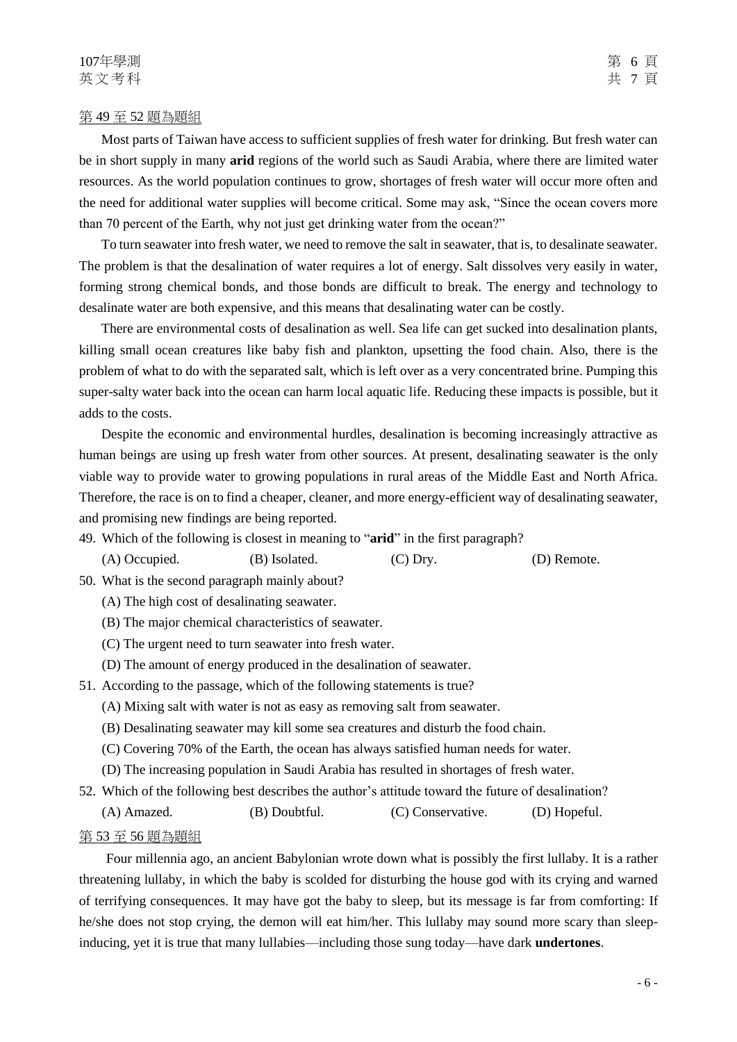第 49 至 52 題為題組

Most parts of Taiwan have access to sufficient supplies of fresh water for drinking. But fresh water can be in short supply in many **arid** regions of the world such as Saudi Arabia, where there are limited water resources. As the world population continues to grow, shortages of fresh water will occur more often and the need for additional water supplies will become critical. Some may ask, "Since the ocean covers more than 70 percent of the Earth, why not just get drinking water from the ocean?"

To turn seawater into fresh water, we need to remove the salt in seawater, that is, to desalinate seawater. The problem is that the desalination of water requires a lot of energy. Salt dissolves very easily in water, forming strong chemical bonds, and those bonds are difficult to break. The energy and technology to desalinate water are both expensive, and this means that desalinating water can be costly.

There are environmental costs of desalination as well. Sea life can get sucked into desalination plants, killing small ocean creatures like baby fish and plankton, upsetting the food chain. Also, there is the problem of what to do with the separated salt, which is left over as a very concentrated brine. Pumping this super-salty water back into the ocean can harm local aquatic life. Reducing these impacts is possible, but it adds to the costs.

Despite the economic and environmental hurdles, desalination is becoming increasingly attractive as human beings are using up fresh water from other sources. At present, desalinating seawater is the only viable way to provide water to growing populations in rural areas of the Middle East and North Africa. Therefore, the race is on to find a cheaper, cleaner, and more energy-efficient way of desalinating seawater, and promising new findings are being reported.

49. Which of the following is closest in meaning to "**arid**" in the first paragraph?
    (A) Occupied. (B) Isolated. (C) Dry. (D) Remote.

50. What is the second paragraph mainly about?
    (A) The high cost of desalinating seawater.
    (B) The major chemical characteristics of seawater.
    (C) The urgent need to turn seawater into fresh water.
    (D) The amount of energy produced in the desalination of seawater.

51. According to the passage, which of the following statements is true?
    (A) Mixing salt with water is not as easy as removing salt from seawater.
    (B) Desalinating seawater may kill some sea creatures and disturb the food chain.
    (C) Covering 70% of the Earth, the ocean has always satisfied human needs for water.
    (D) The increasing population in Saudi Arabia has resulted in shortages of fresh water.

52. Which of the following best describes the author's attitude toward the future of desalination?
    (A) Amazed. (B) Doubtful. (C) Conservative. (D) Hopeful.

第 53 至 56 題為題組

Four millennia ago, an ancient Babylonian wrote down what is possibly the first lullaby. It is a rather threatening lullaby, in which the baby is scolded for disturbing the house god with its crying and warned of terrifying consequences. It may have got the baby to sleep, but its message is far from comforting: If he/she does not stop crying, the demon will eat him/her. This lullaby may sound more scary than sleep-inducing, yet it is true that many lullabies—including those sung today—have dark **undertones**.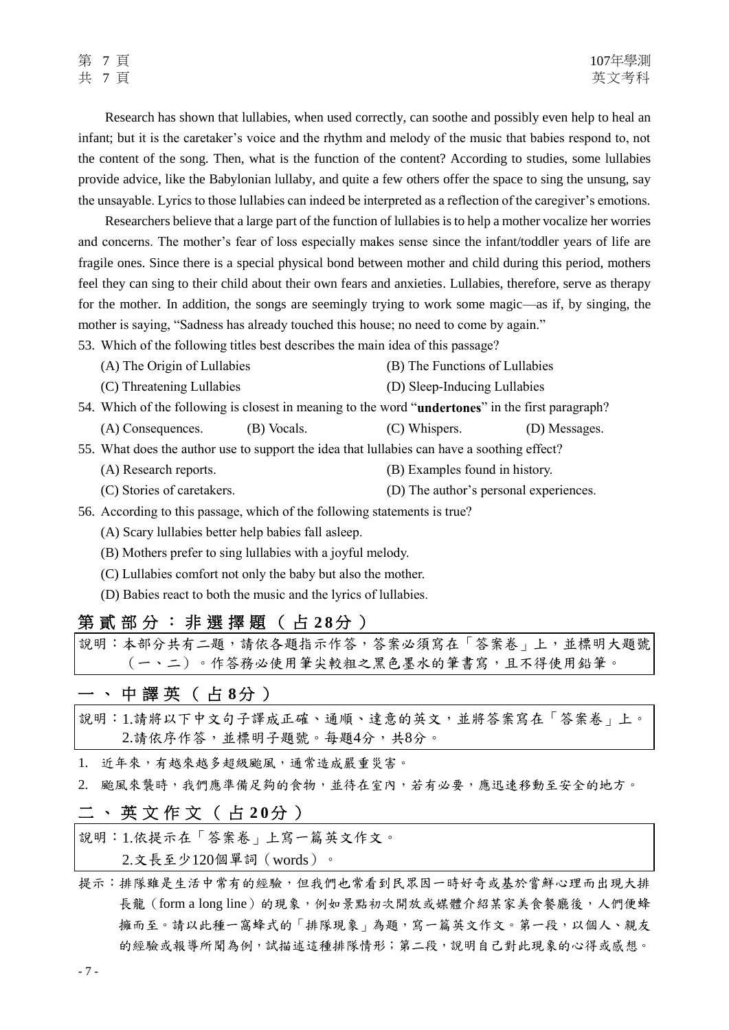Research has shown that lullabies, when used correctly, can soothe and possibly even help to heal an infant; but it is the caretaker's voice and the rhythm and melody of the music that babies respond to, not the content of the song. Then, what is the function of the content? According to studies, some lullabies provide advice, like the Babylonian lullaby, and quite a few others offer the space to sing the unsung, say the unsayable. Lyrics to those lullabies can indeed be interpreted as a reflection of the caregiver's emotions.

Researchers believe that a large part of the function of lullabies is to help a mother vocalize her worries and concerns. The mother's fear of loss especially makes sense since the infant/toddler years of life are fragile ones. Since there is a special physical bond between mother and child during this period, mothers feel they can sing to their child about their own fears and anxieties. Lullabies, therefore, serve as therapy for the mother. In addition, the songs are seemingly trying to work some magic—as if, by singing, the mother is saying, "Sadness has already touched this house; no need to come by again."

53. Which of the following titles best describes the main idea of this passage?
    (A) The Origin of Lullabies　　(B) The Functions of Lullabies
    (C) Threatening Lullabies　　(D) Sleep-Inducing Lullabies

54. Which of the following is closest in meaning to the word "**undertones**" in the first paragraph?
    (A) Consequences.　　(B) Vocals.　　(C) Whispers.　　(D) Messages.

55. What does the author use to support the idea that lullabies can have a soothing effect?
    (A) Research reports.　　(B) Examples found in history.
    (C) Stories of caretakers.　　(D) The author's personal experiences.

56. According to this passage, which of the following statements is true?
    (A) Scary lullabies better help babies fall asleep.
    (B) Mothers prefer to sing lullabies with a joyful melody.
    (C) Lullabies comfort not only the baby but also the mother.
    (D) Babies react to both the music and the lyrics of lullabies.

## 第貳部分：非選擇題（占28分）

說明：本部分共有二題，請依各題指示作答，答案必須寫在「答案卷」上，並標明大題號（一、二）。作答務必使用筆尖較粗之黑色墨水的筆書寫，且不得使用鉛筆。

## 一、中譯英（占8分）

說明：1.請將以下中文句子譯成正確、通順、達意的英文，並將答案寫在「答案卷」上。
　　　2.請依序作答，並標明子題號。每題4分，共8分。

1. 近年來，有越來越多超級颱風，通常造成嚴重災害。
2. 颱風來襲時，我們應準備足夠的食物，並待在室內，若有必要，應迅速移動至安全的地方。

## 二、英文作文（占20分）

說明：1.依提示在「答案卷」上寫一篇英文作文。
　　　2.文長至少120個單詞（words）。

提示：排隊雖是生活中常有的經驗，但我們也常看到民眾因一時好奇或基於嘗鮮心理而出現大排長龍（form a long line）的現象，例如景點初次開放或媒體介紹某家美食餐廳後，人們便蜂擁而至。請以此種一窩蜂式的「排隊現象」為題，寫一篇英文作文。第一段，以個人、親友的經驗或報導所聞為例，試描述這種排隊情形；第二段，說明自己對此現象的心得或感想。